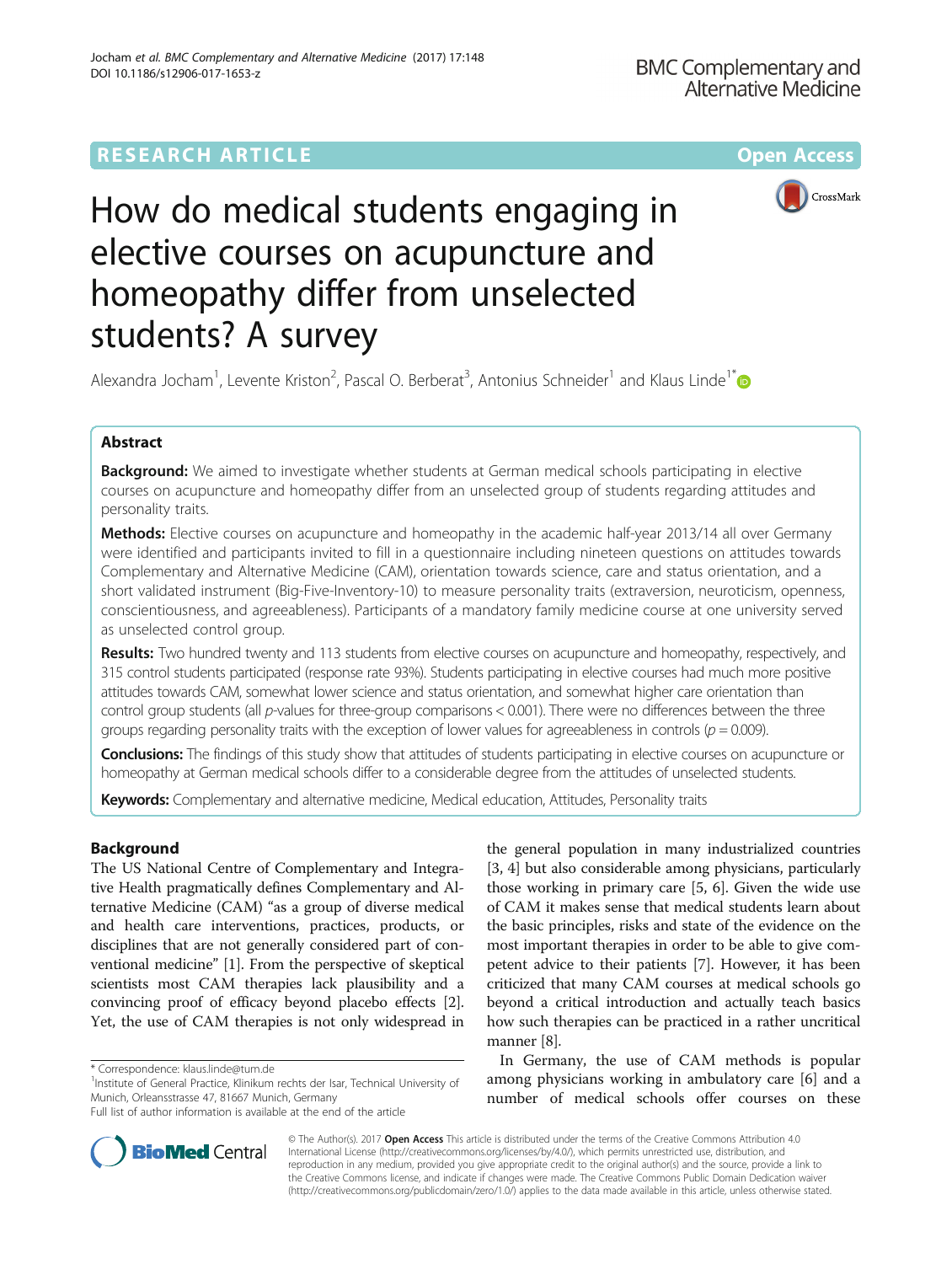RESEARCH ARTICLE

Open Access

# How do medical students engaging in elective courses on acupuncture and homeopathy differ from unselected students? A survey

Alexandra Jocham[1], Levente Kriston[2], Pascal O. Berberat[3], Antonius Schneider[1] and Klaus Linde[1*]

## Abstract

**Background:** We aimed to investigate whether students at German medical schools participating in elective courses on acupuncture and homeopathy differ from an unselected group of students regarding attitudes and personality traits.

**Methods:** Elective courses on acupuncture and homeopathy in the academic half-year 2013/14 all over Germany were identified and participants invited to fill in a questionnaire including nineteen questions on attitudes towards Complementary and Alternative Medicine (CAM), orientation towards science, care and status orientation, and a short validated instrument (Big-Five-Inventory-10) to measure personality traits (extraversion, neuroticism, openness, conscientiousness, and agreeableness). Participants of a mandatory family medicine course at one university served as unselected control group.

**Results:** Two hundred twenty and 113 students from elective courses on acupuncture and homeopathy, respectively, and 315 control students participated (response rate 93%). Students participating in elective courses had much more positive attitudes towards CAM, somewhat lower science and status orientation, and somewhat higher care orientation than control group students (all *p*-values for three-group comparisons $< 0.001$). There were no differences between the three groups regarding personality traits with the exception of lower values for agreeableness in controls ($p = 0.009$).

**Conclusions:** The findings of this study show that attitudes of students participating in elective courses on acupuncture or homeopathy at German medical schools differ to a considerable degree from the attitudes of unselected students.

**Keywords:** Complementary and alternative medicine, Medical education, Attitudes, Personality traits

## Background

The US National Centre of Complementary and Integrative Health pragmatically defines Complementary and Alternative Medicine (CAM) "as a group of diverse medical and health care interventions, practices, products, or disciplines that are not generally considered part of conventional medicine" [1]. From the perspective of skeptical scientists most CAM therapies lack plausibility and a convincing proof of efficacy beyond placebo effects [2]. Yet, the use of CAM therapies is not only widespread in the general population in many industrialized countries [3, 4] but also considerable among physicians, particularly those working in primary care [5, 6]. Given the wide use of CAM it makes sense that medical students learn about the basic principles, risks and state of the evidence on the most important therapies in order to be able to give competent advice to their patients [7]. However, it has been criticized that many CAM courses at medical schools go beyond a critical introduction and actually teach basics how such therapies can be practiced in a rather uncritical manner [8].

In Germany, the use of CAM methods is popular among physicians working in ambulatory care [6] and a number of medical schools offer courses on these

\* Correspondence: klaus.linde@tum.de
[1]Institute of General Practice, Klinikum rechts der Isar, Technical University of Munich, Orleansstrasse 47, 81667 Munich, Germany
Full list of author information is available at the end of the article

© The Author(s). 2017 **Open Access** This article is distributed under the terms of the Creative Commons Attribution 4.0 International License (http://creativecommons.org/licenses/by/4.0/), which permits unrestricted use, distribution, and reproduction in any medium, provided you give appropriate credit to the original author(s) and the source, provide a link to the Creative Commons license, and indicate if changes were made. The Creative Commons Public Domain Dedication waiver (http://creativecommons.org/publicdomain/zero/1.0/) applies to the data made available in this article, unless otherwise stated.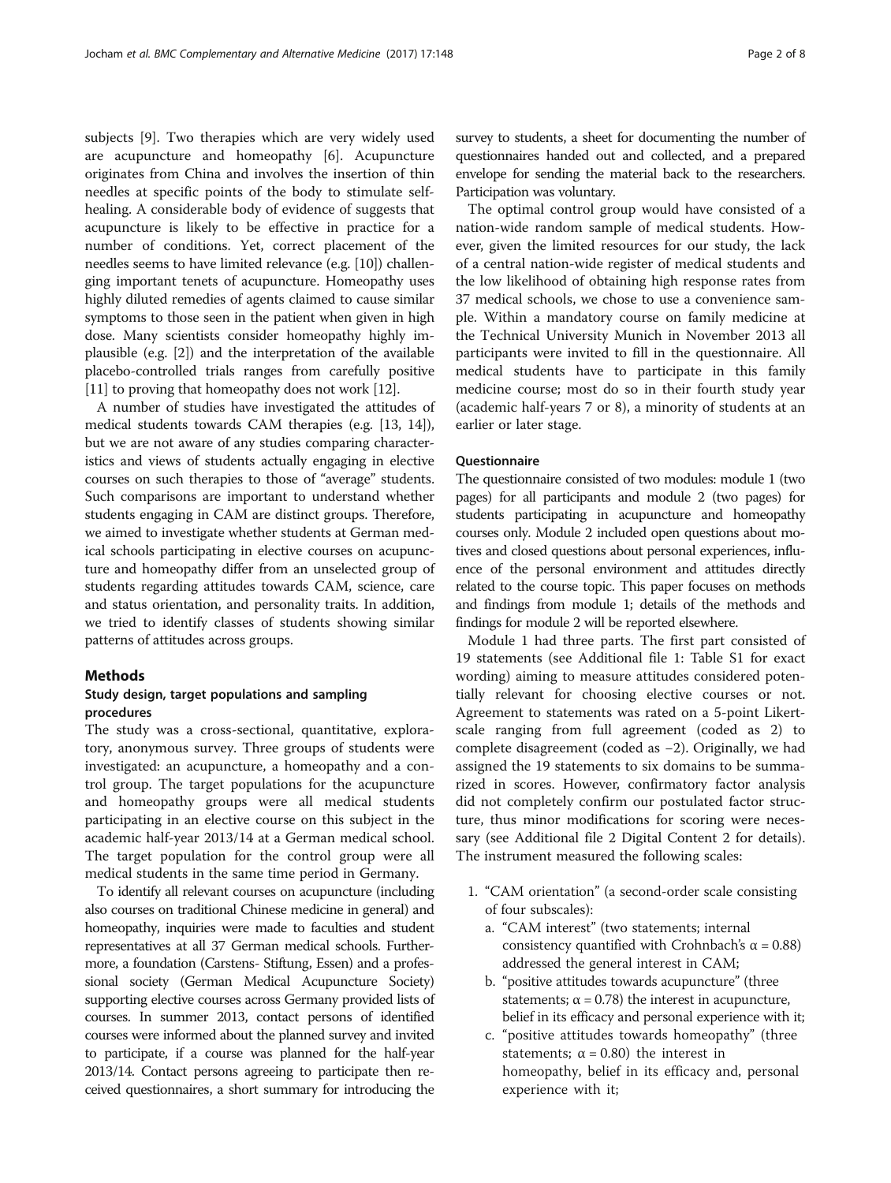subjects [9]. Two therapies which are very widely used are acupuncture and homeopathy [6]. Acupuncture originates from China and involves the insertion of thin needles at specific points of the body to stimulate self-healing. A considerable body of evidence of suggests that acupuncture is likely to be effective in practice for a number of conditions. Yet, correct placement of the needles seems to have limited relevance (e.g. [10]) challenging important tenets of acupuncture. Homeopathy uses highly diluted remedies of agents claimed to cause similar symptoms to those seen in the patient when given in high dose. Many scientists consider homeopathy highly implausible (e.g. [2]) and the interpretation of the available placebo-controlled trials ranges from carefully positive [11] to proving that homeopathy does not work [12].

A number of studies have investigated the attitudes of medical students towards CAM therapies (e.g. [13, 14]), but we are not aware of any studies comparing characteristics and views of students actually engaging in elective courses on such therapies to those of "average" students. Such comparisons are important to understand whether students engaging in CAM are distinct groups. Therefore, we aimed to investigate whether students at German medical schools participating in elective courses on acupuncture and homeopathy differ from an unselected group of students regarding attitudes towards CAM, science, care and status orientation, and personality traits. In addition, we tried to identify classes of students showing similar patterns of attitudes across groups.

## Methods

### Study design, target populations and sampling procedures

The study was a cross-sectional, quantitative, exploratory, anonymous survey. Three groups of students were investigated: an acupuncture, a homeopathy and a control group. The target populations for the acupuncture and homeopathy groups were all medical students participating in an elective course on this subject in the academic half-year 2013/14 at a German medical school. The target population for the control group were all medical students in the same time period in Germany.

To identify all relevant courses on acupuncture (including also courses on traditional Chinese medicine in general) and homeopathy, inquiries were made to faculties and student representatives at all 37 German medical schools. Furthermore, a foundation (Carstens- Stiftung, Essen) and a professional society (German Medical Acupuncture Society) supporting elective courses across Germany provided lists of courses. In summer 2013, contact persons of identified courses were informed about the planned survey and invited to participate, if a course was planned for the half-year 2013/14. Contact persons agreeing to participate then received questionnaires, a short summary for introducing the survey to students, a sheet for documenting the number of questionnaires handed out and collected, and a prepared envelope for sending the material back to the researchers. Participation was voluntary.

The optimal control group would have consisted of a nation-wide random sample of medical students. However, given the limited resources for our study, the lack of a central nation-wide register of medical students and the low likelihood of obtaining high response rates from 37 medical schools, we chose to use a convenience sample. Within a mandatory course on family medicine at the Technical University Munich in November 2013 all participants were invited to fill in the questionnaire. All medical students have to participate in this family medicine course; most do so in their fourth study year (academic half-years 7 or 8), a minority of students at an earlier or later stage.

### Questionnaire

The questionnaire consisted of two modules: module 1 (two pages) for all participants and module 2 (two pages) for students participating in acupuncture and homeopathy courses only. Module 2 included open questions about motives and closed questions about personal experiences, influence of the personal environment and attitudes directly related to the course topic. This paper focuses on methods and findings from module 1; details of the methods and findings for module 2 will be reported elsewhere.

Module 1 had three parts. The first part consisted of 19 statements (see Additional file 1: Table S1 for exact wording) aiming to measure attitudes considered potentially relevant for choosing elective courses or not. Agreement to statements was rated on a 5-point Likert-scale ranging from full agreement (coded as 2) to complete disagreement (coded as −2). Originally, we had assigned the 19 statements to six domains to be summarized in scores. However, confirmatory factor analysis did not completely confirm our postulated factor structure, thus minor modifications for scoring were necessary (see Additional file 2 Digital Content 2 for details). The instrument measured the following scales:

1. "CAM orientation" (a second-order scale consisting of four subscales):
   a. "CAM interest" (two statements; internal consistency quantified with Crohnbach's $\alpha = 0.88$) addressed the general interest in CAM;
   b. "positive attitudes towards acupuncture" (three statements; $\alpha = 0.78$) the interest in acupuncture, belief in its efficacy and personal experience with it;
   c. "positive attitudes towards homeopathy" (three statements; $\alpha = 0.80$) the interest in homeopathy, belief in its efficacy and, personal experience with it;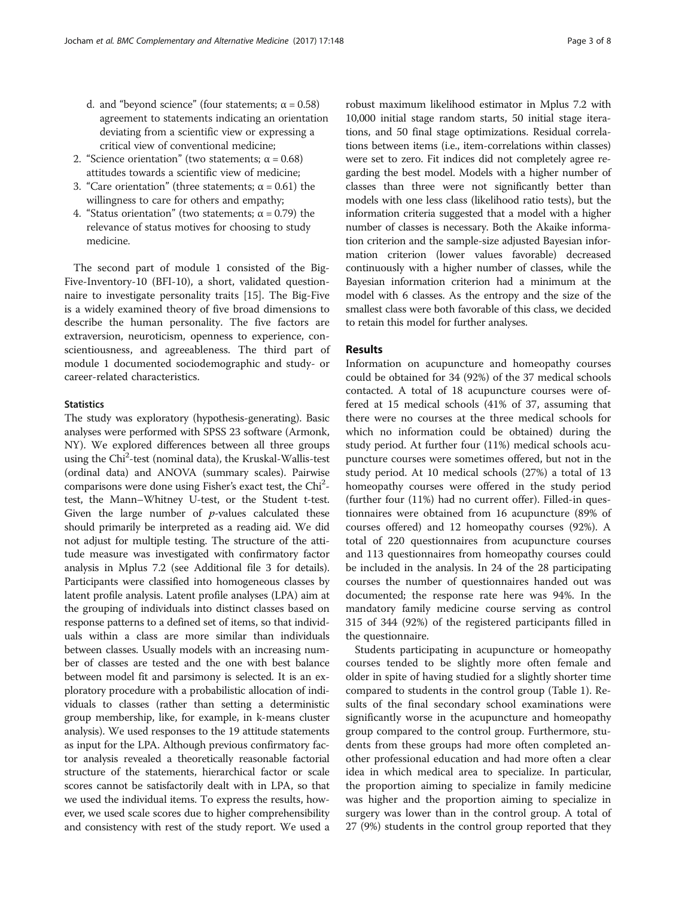d. and "beyond science" (four statements; $\alpha = 0.58$) agreement to statements indicating an orientation deviating from a scientific view or expressing a critical view of conventional medicine;

2. "Science orientation" (two statements; $\alpha = 0.68$) attitudes towards a scientific view of medicine;
3. "Care orientation" (three statements; $\alpha = 0.61$) the willingness to care for others and empathy;
4. "Status orientation" (two statements; $\alpha = 0.79$) the relevance of status motives for choosing to study medicine.

The second part of module 1 consisted of the Big-Five-Inventory-10 (BFI-10), a short, validated questionnaire to investigate personality traits [15]. The Big-Five is a widely examined theory of five broad dimensions to describe the human personality. The five factors are extraversion, neuroticism, openness to experience, conscientiousness, and agreeableness. The third part of module 1 documented sociodemographic and study- or career-related characteristics.

### Statistics

The study was exploratory (hypothesis-generating). Basic analyses were performed with SPSS 23 software (Armonk, NY). We explored differences between all three groups using the $Chi^2$-test (nominal data), the Kruskal-Wallis-test (ordinal data) and ANOVA (summary scales). Pairwise comparisons were done using Fisher's exact test, the $Chi^2$-test, the Mann–Whitney U-test, or the Student t-test. Given the large number of *p*-values calculated these should primarily be interpreted as a reading aid. We did not adjust for multiple testing. The structure of the attitude measure was investigated with confirmatory factor analysis in Mplus 7.2 (see Additional file 3 for details). Participants were classified into homogeneous classes by latent profile analysis. Latent profile analyses (LPA) aim at the grouping of individuals into distinct classes based on response patterns to a defined set of items, so that individuals within a class are more similar than individuals between classes. Usually models with an increasing number of classes are tested and the one with best balance between model fit and parsimony is selected. It is an exploratory procedure with a probabilistic allocation of individuals to classes (rather than setting a deterministic group membership, like, for example, in k-means cluster analysis). We used responses to the 19 attitude statements as input for the LPA. Although previous confirmatory factor analysis revealed a theoretically reasonable factorial structure of the statements, hierarchical factor or scale scores cannot be satisfactorily dealt with in LPA, so that we used the individual items. To express the results, however, we used scale scores due to higher comprehensibility and consistency with rest of the study report. We used a robust maximum likelihood estimator in Mplus 7.2 with 10,000 initial stage random starts, 50 initial stage iterations, and 50 final stage optimizations. Residual correlations between items (i.e., item-correlations within classes) were set to zero. Fit indices did not completely agree regarding the best model. Models with a higher number of classes than three were not significantly better than models with one less class (likelihood ratio tests), but the information criteria suggested that a model with a higher number of classes is necessary. Both the Akaike information criterion and the sample-size adjusted Bayesian information criterion (lower values favorable) decreased continuously with a higher number of classes, while the Bayesian information criterion had a minimum at the model with 6 classes. As the entropy and the size of the smallest class were both favorable of this class, we decided to retain this model for further analyses.

## Results

Information on acupuncture and homeopathy courses could be obtained for 34 (92%) of the 37 medical schools contacted. A total of 18 acupuncture courses were offered at 15 medical schools (41% of 37, assuming that there were no courses at the three medical schools for which no information could be obtained) during the study period. At further four (11%) medical schools acupuncture courses were sometimes offered, but not in the study period. At 10 medical schools (27%) a total of 13 homeopathy courses were offered in the study period (further four (11%) had no current offer). Filled-in questionnaires were obtained from 16 acupuncture (89% of courses offered) and 12 homeopathy courses (92%). A total of 220 questionnaires from acupuncture courses and 113 questionnaires from homeopathy courses could be included in the analysis. In 24 of the 28 participating courses the number of questionnaires handed out was documented; the response rate here was 94%. In the mandatory family medicine course serving as control 315 of 344 (92%) of the registered participants filled in the questionnaire.

Students participating in acupuncture or homeopathy courses tended to be slightly more often female and older in spite of having studied for a slightly shorter time compared to students in the control group (Table 1). Results of the final secondary school examinations were significantly worse in the acupuncture and homeopathy group compared to the control group. Furthermore, students from these groups had more often completed another professional education and had more often a clear idea in which medical area to specialize. In particular, the proportion aiming to specialize in family medicine was higher and the proportion aiming to specialize in surgery was lower than in the control group. A total of 27 (9%) students in the control group reported that they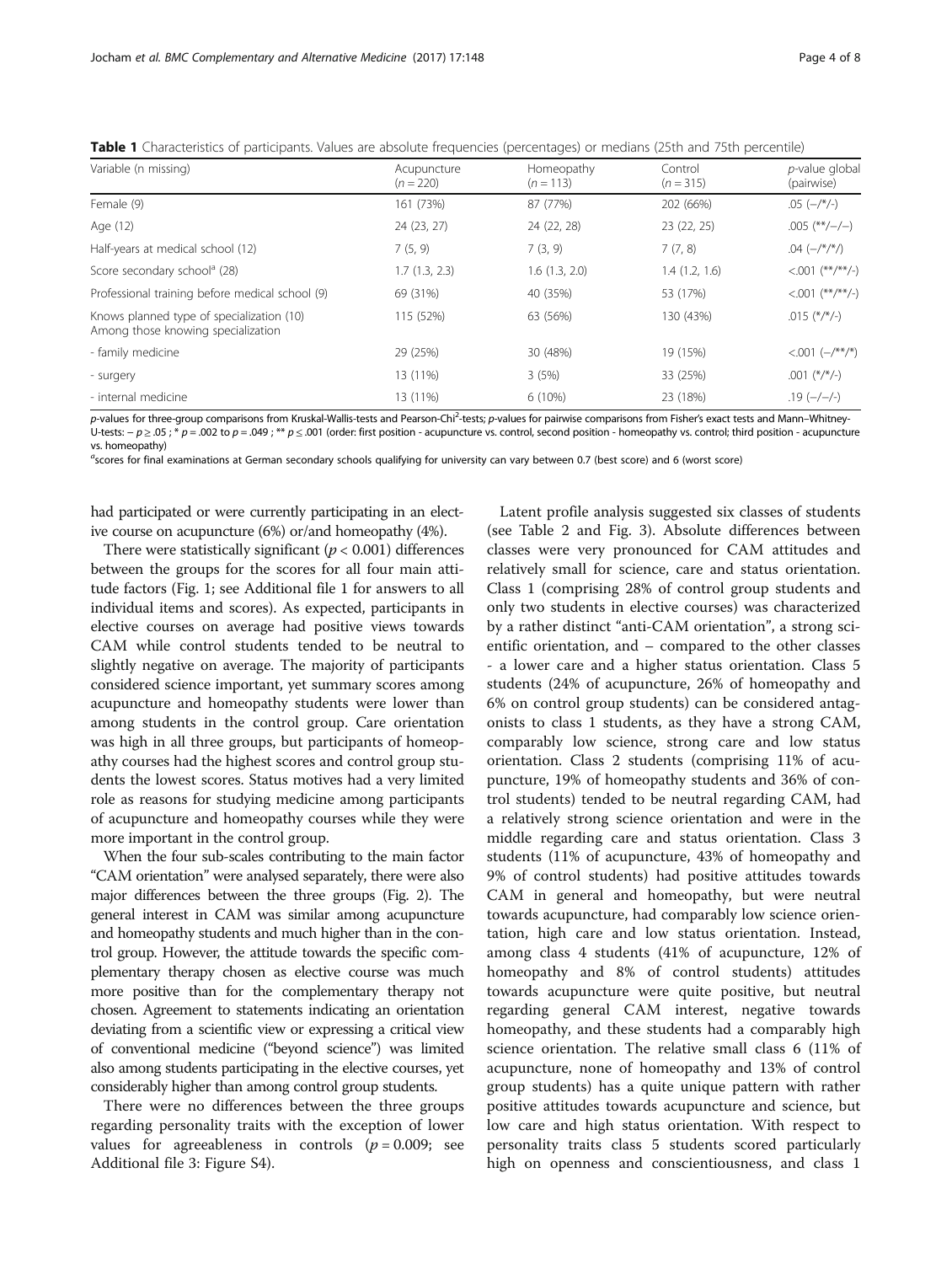**Table 1** Characteristics of participants. Values are absolute frequencies (percentages) or medians (25th and 75th percentile)

| Variable (n missing) | Acupuncture ($n$ = 220) | Homeopathy ($n$ = 113) | Control ($n$ = 315) | *p*-value global (pairwise) |
|---|---|---|---|---|
| Female (9) | 161 (73%) | 87 (77%) | 202 (66%) | .05 (–/*/-) |
| Age (12) | 24 (23, 27) | 24 (22, 28) | 23 (22, 25) | .005 (**/–/–) |
| Half-years at medical school (12) | 7 (5, 9) | 7 (3, 9) | 7 (7, 8) | .04 (–/*/*/) |
| Score secondary school[a] (28) | 1.7 (1.3, 2.3) | 1.6 (1.3, 2.0) | 1.4 (1.2, 1.6) | <.001 (**/**/-) |
| Professional training before medical school (9) | 69 (31%) | 40 (35%) | 53 (17%) | <.001 (**/**/-) |
| Knows planned type of specialization (10) Among those knowing specialization | 115 (52%) | 63 (56%) | 130 (43%) | .015 (*/*/-) |
| - family medicine | 29 (25%) | 30 (48%) | 19 (15%) | <.001 (–/**/*) |
| - surgery | 13 (11%) | 3 (5%) | 33 (25%) | .001 (*/*/-) |
| - internal medicine | 13 (11%) | 6 (10%) | 23 (18%) | .19 (–/–/-) |

*p*-values for three-group comparisons from Kruskal-Wallis-tests and Pearson-Chi$^2$-tests; *p*-values for pairwise comparisons from Fisher's exact tests and Mann–Whitney-U-tests: – $p \geq .05$ ; * $p = .002$ to $p = .049$ ; ** $p \leq .001$ (order: first position - acupuncture vs. control, second position - homeopathy vs. control; third position - acupuncture vs. homeopathy)

[a]scores for final examinations at German secondary schools qualifying for university can vary between 0.7 (best score) and 6 (worst score)

had participated or were currently participating in an elective course on acupuncture (6%) or/and homeopathy (4%).

There were statistically significant ($p < 0.001$) differences between the groups for the scores for all four main attitude factors (Fig. 1; see Additional file 1 for answers to all individual items and scores). As expected, participants in elective courses on average had positive views towards CAM while control students tended to be neutral to slightly negative on average. The majority of participants considered science important, yet summary scores among acupuncture and homeopathy students were lower than among students in the control group. Care orientation was high in all three groups, but participants of homeopathy courses had the highest scores and control group students the lowest scores. Status motives had a very limited role as reasons for studying medicine among participants of acupuncture and homeopathy courses while they were more important in the control group.

When the four sub-scales contributing to the main factor "CAM orientation" were analysed separately, there were also major differences between the three groups (Fig. 2). The general interest in CAM was similar among acupuncture and homeopathy students and much higher than in the control group. However, the attitude towards the specific complementary therapy chosen as elective course was much more positive than for the complementary therapy not chosen. Agreement to statements indicating an orientation deviating from a scientific view or expressing a critical view of conventional medicine ("beyond science") was limited also among students participating in the elective courses, yet considerably higher than among control group students.

There were no differences between the three groups regarding personality traits with the exception of lower values for agreeableness in controls ($p = 0.009$; see Additional file 3: Figure S4).

Latent profile analysis suggested six classes of students (see Table 2 and Fig. 3). Absolute differences between classes were very pronounced for CAM attitudes and relatively small for science, care and status orientation. Class 1 (comprising 28% of control group students and only two students in elective courses) was characterized by a rather distinct "anti-CAM orientation", a strong scientific orientation, and – compared to the other classes - a lower care and a higher status orientation. Class 5 students (24% of acupuncture, 26% of homeopathy and 6% on control group students) can be considered antagonists to class 1 students, as they have a strong CAM, comparably low science, strong care and low status orientation. Class 2 students (comprising 11% of acupuncture, 19% of homeopathy students and 36% of control students) tended to be neutral regarding CAM, had a relatively strong science orientation and were in the middle regarding care and status orientation. Class 3 students (11% of acupuncture, 43% of homeopathy and 9% of control students) had positive attitudes towards CAM in general and homeopathy, but were neutral towards acupuncture, had comparably low science orientation, high care and low status orientation. Instead, among class 4 students (41% of acupuncture, 12% of homeopathy and 8% of control students) attitudes towards acupuncture were quite positive, but neutral regarding general CAM interest, negative towards homeopathy, and these students had a comparably high science orientation. The relative small class 6 (11% of acupuncture, none of homeopathy and 13% of control group students) has a quite unique pattern with rather positive attitudes towards acupuncture and science, but low care and high status orientation. With respect to personality traits class 5 students scored particularly high on openness and conscientiousness, and class 1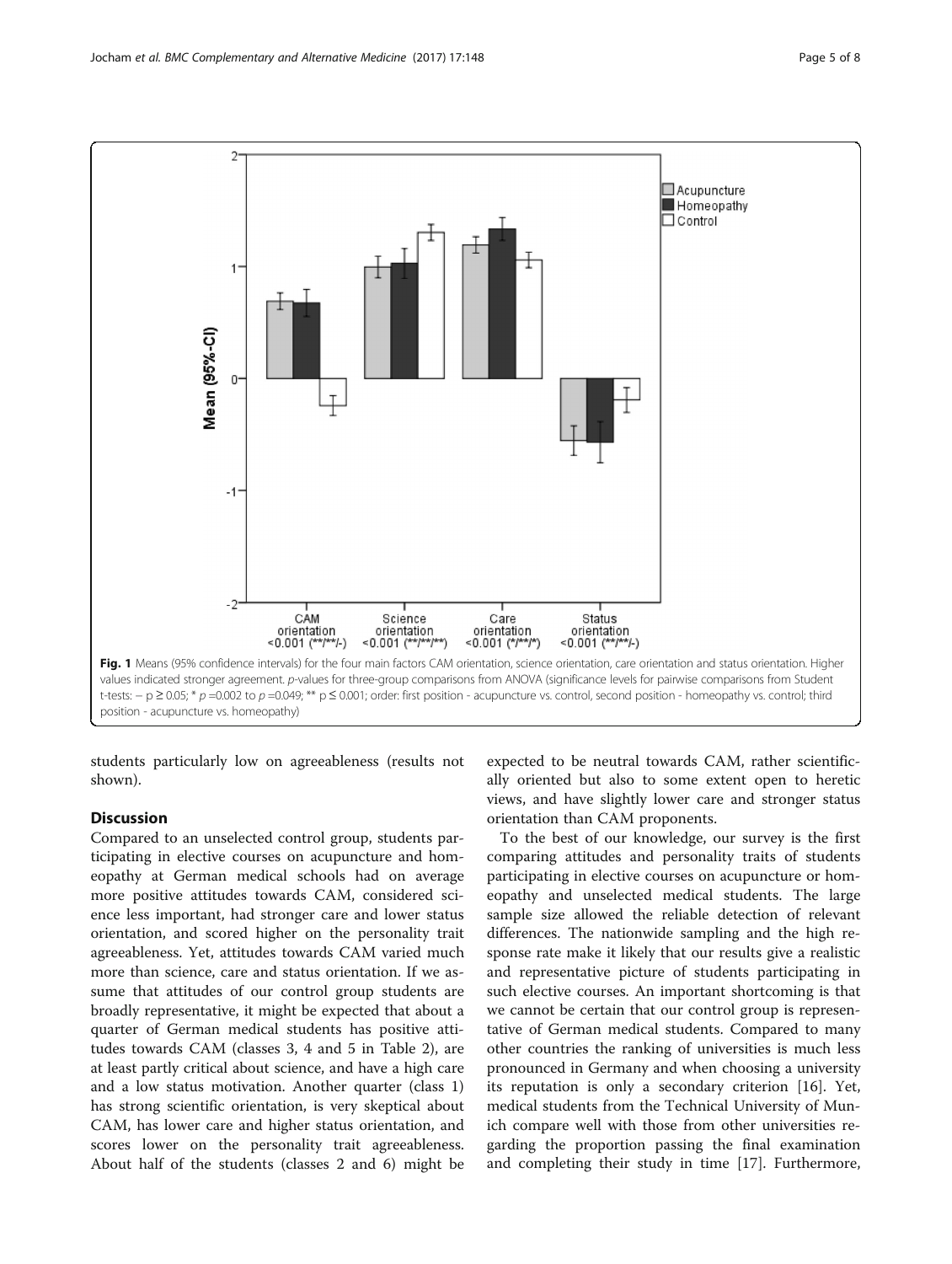**Fig. 1** Means (95% confidence intervals) for the four main factors CAM orientation, science orientation, care orientation and status orientation. Higher values indicated stronger agreement. *p*-values for three-group comparisons from ANOVA (significance levels for pairwise comparisons from Student t-tests: – $p \geq 0.05$; * $p = 0.002$ to $p = 0.049$; ** $p \leq 0.001$; order: first position - acupuncture vs. control, second position - homeopathy vs. control; third position - acupuncture vs. homeopathy)

students particularly low on agreeableness (results not shown).

## Discussion

Compared to an unselected control group, students participating in elective courses on acupuncture and homeopathy at German medical schools had on average more positive attitudes towards CAM, considered science less important, had stronger care and lower status orientation, and scored higher on the personality trait agreeableness. Yet, attitudes towards CAM varied much more than science, care and status orientation. If we assume that attitudes of our control group students are broadly representative, it might be expected that about a quarter of German medical students has positive attitudes towards CAM (classes 3, 4 and 5 in Table 2), are at least partly critical about science, and have a high care and a low status motivation. Another quarter (class 1) has strong scientific orientation, is very skeptical about CAM, has lower care and higher status orientation, and scores lower on the personality trait agreeableness. About half of the students (classes 2 and 6) might be expected to be neutral towards CAM, rather scientifically oriented but also to some extent open to heretic views, and have slightly lower care and stronger status orientation than CAM proponents.

To the best of our knowledge, our survey is the first comparing attitudes and personality traits of students participating in elective courses on acupuncture or homeopathy and unselected medical students. The large sample size allowed the reliable detection of relevant differences. The nationwide sampling and the high response rate make it likely that our results give a realistic and representative picture of students participating in such elective courses. An important shortcoming is that we cannot be certain that our control group is representative of German medical students. Compared to many other countries the ranking of universities is much less pronounced in Germany and when choosing a university its reputation is only a secondary criterion [16]. Yet, medical students from the Technical University of Munich compare well with those from other universities regarding the proportion passing the final examination and completing their study in time [17]. Furthermore,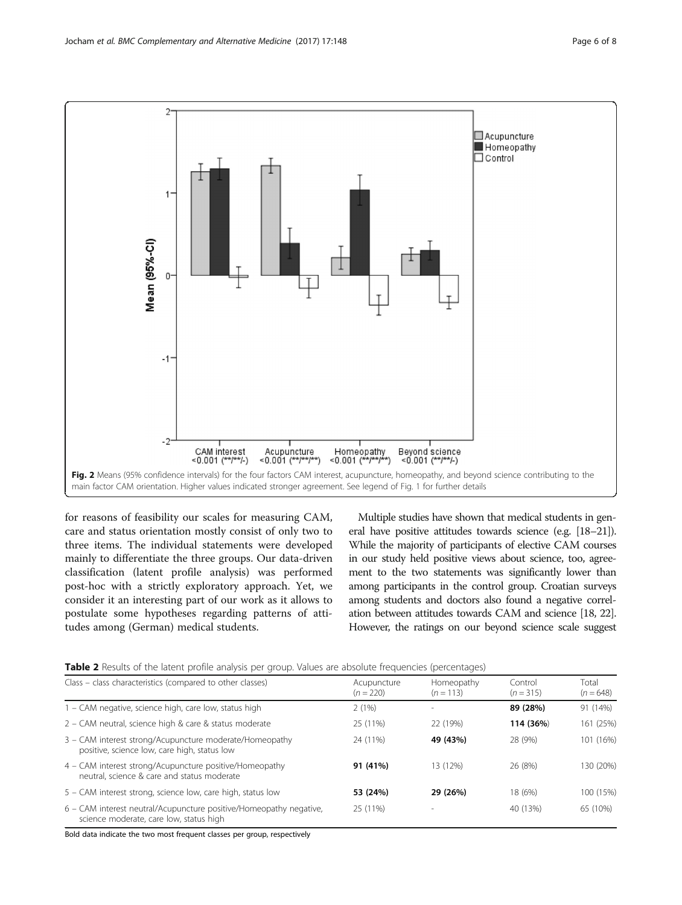Fig. 2 Means (95% confidence intervals) for the four factors CAM interest, acupuncture, homeopathy, and beyond science contributing to the main factor CAM orientation. Higher values indicated stronger agreement. See legend of Fig. 1 for further details

for reasons of feasibility our scales for measuring CAM, care and status orientation mostly consist of only two to three items. The individual statements were developed mainly to differentiate the three groups. Our data-driven classification (latent profile analysis) was performed post-hoc with a strictly exploratory approach. Yet, we consider it an interesting part of our work as it allows to postulate some hypotheses regarding patterns of attitudes among (German) medical students.

Multiple studies have shown that medical students in general have positive attitudes towards science (e.g. [18–21]). While the majority of participants of elective CAM courses in our study held positive views about science, too, agreement to the two statements was significantly lower than among participants in the control group. Croatian surveys among students and doctors also found a negative correlation between attitudes towards CAM and science [18, 22]. However, the ratings on our beyond science scale suggest

**Table 2** Results of the latent profile analysis per group. Values are absolute frequencies (percentages)

| Class – class characteristics (compared to other classes) | Acupuncture ($n = 220$) | Homeopathy ($n = 113$) | Control ($n = 315$) | Total ($n = 648$) |
|---|---|---|---|---|
| 1 – CAM negative, science high, care low, status high | 2 (1%) | - | **89 (28%)** | 91 (14%) |
| 2 – CAM neutral, science high & care & status moderate | 25 (11%) | 22 (19%) | **114 (36%)** | 161 (25%) |
| 3 – CAM interest strong/Acupuncture moderate/Homeopathy positive, science low, care high, status low | 24 (11%) | **49 (43%)** | 28 (9%) | 101 (16%) |
| 4 – CAM interest strong/Acupuncture positive/Homeopathy neutral, science & care and status moderate | **91 (41%)** | 13 (12%) | 26 (8%) | 130 (20%) |
| 5 – CAM interest strong, science low, care high, status low | **53 (24%)** | **29 (26%)** | 18 (6%) | 100 (15%) |
| 6 – CAM interest neutral/Acupuncture positive/Homeopathy negative, science moderate, care low, status high | 25 (11%) | - | 40 (13%) | 65 (10%) |

Bold data indicate the two most frequent classes per group, respectively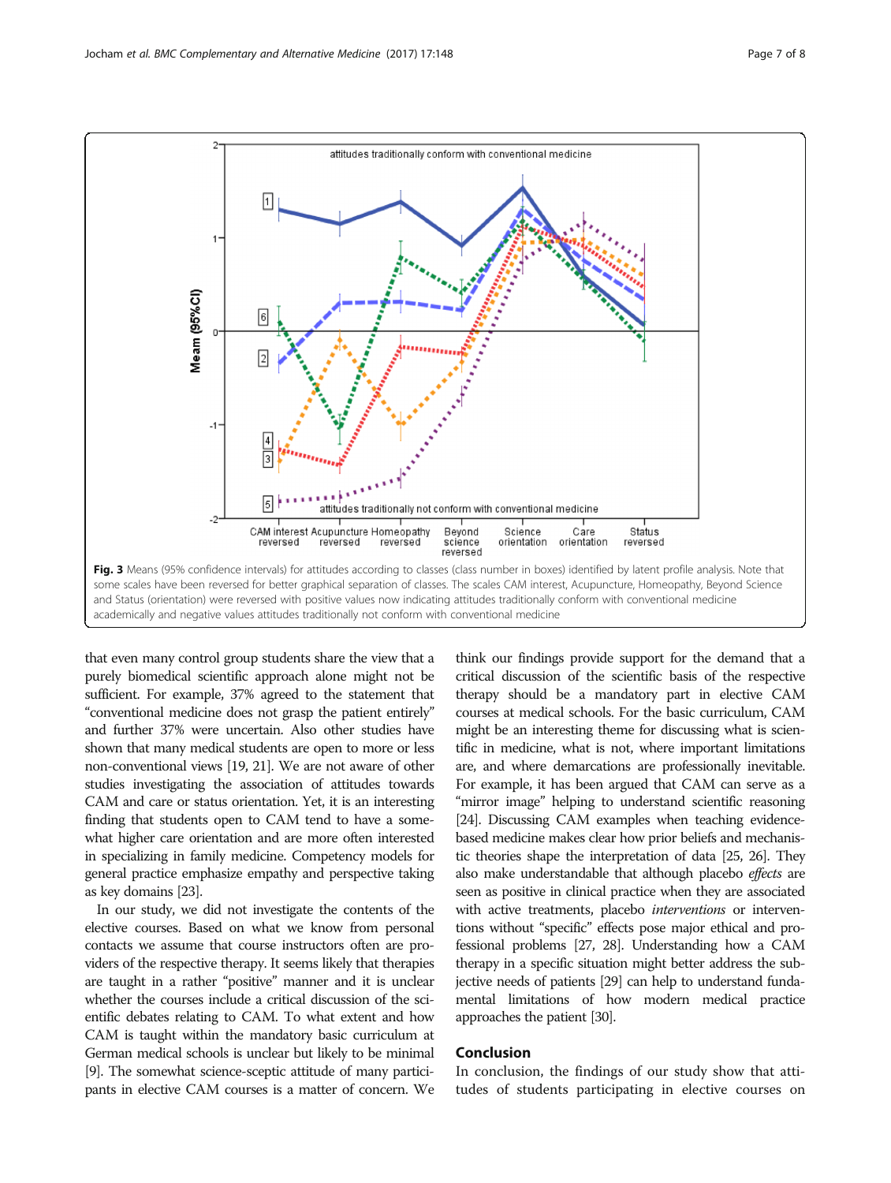**Fig. 3** Means (95% confidence intervals) for attitudes according to classes (class number in boxes) identified by latent profile analysis. Note that some scales have been reversed for better graphical separation of classes. The scales CAM interest, Acupuncture, Homeopathy, Beyond Science and Status (orientation) were reversed with positive values now indicating attitudes traditionally conform with conventional medicine academically and negative values attitudes traditionally not conform with conventional medicine

that even many control group students share the view that a purely biomedical scientific approach alone might not be sufficient. For example, 37% agreed to the statement that "conventional medicine does not grasp the patient entirely" and further 37% were uncertain. Also other studies have shown that many medical students are open to more or less non-conventional views [19, 21]. We are not aware of other studies investigating the association of attitudes towards CAM and care or status orientation. Yet, it is an interesting finding that students open to CAM tend to have a somewhat higher care orientation and are more often interested in specializing in family medicine. Competency models for general practice emphasize empathy and perspective taking as key domains [23].

In our study, we did not investigate the contents of the elective courses. Based on what we know from personal contacts we assume that course instructors often are providers of the respective therapy. It seems likely that therapies are taught in a rather "positive" manner and it is unclear whether the courses include a critical discussion of the scientific debates relating to CAM. To what extent and how CAM is taught within the mandatory basic curriculum at German medical schools is unclear but likely to be minimal [9]. The somewhat science-sceptic attitude of many participants in elective CAM courses is a matter of concern. We think our findings provide support for the demand that a critical discussion of the scientific basis of the respective therapy should be a mandatory part in elective CAM courses at medical schools. For the basic curriculum, CAM might be an interesting theme for discussing what is scientific in medicine, what is not, where important limitations are, and where demarcations are professionally inevitable. For example, it has been argued that CAM can serve as a "mirror image" helping to understand scientific reasoning [24]. Discussing CAM examples when teaching evidence-based medicine makes clear how prior beliefs and mechanistic theories shape the interpretation of data [25, 26]. They also make understandable that although placebo *effects* are seen as positive in clinical practice when they are associated with active treatments, placebo *interventions* or interventions without "specific" effects pose major ethical and professional problems [27, 28]. Understanding how a CAM therapy in a specific situation might better address the subjective needs of patients [29] can help to understand fundamental limitations of how modern medical practice approaches the patient [30].

## Conclusion

In conclusion, the findings of our study show that attitudes of students participating in elective courses on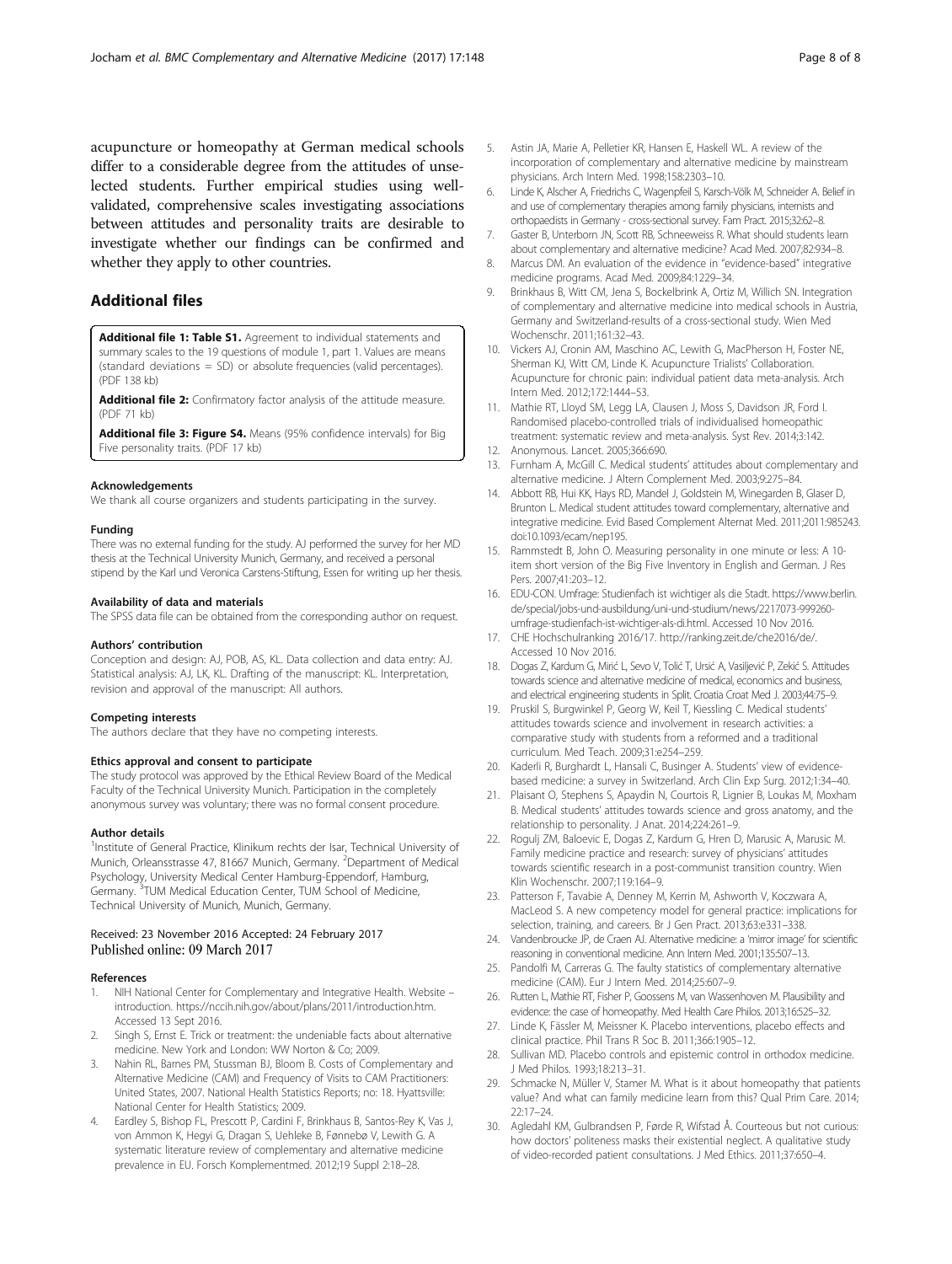acupuncture or homeopathy at German medical schools differ to a considerable degree from the attitudes of unselected students. Further empirical studies using well-validated, comprehensive scales investigating associations between attitudes and personality traits are desirable to investigate whether our findings can be confirmed and whether they apply to other countries.

## Additional files

**Additional file 1: Table S1.** Agreement to individual statements and summary scales to the 19 questions of module 1, part 1. Values are means (standard deviations = SD) or absolute frequencies (valid percentages). (PDF 138 kb)

**Additional file 2:** Confirmatory factor analysis of the attitude measure. (PDF 71 kb)

**Additional file 3: Figure S4.** Means (95% confidence intervals) for Big Five personality traits. (PDF 17 kb)

#### Acknowledgements

We thank all course organizers and students participating in the survey.

#### Funding

There was no external funding for the study. AJ performed the survey for her MD thesis at the Technical University Munich, Germany, and received a personal stipend by the Karl und Veronica Carstens-Stiftung, Essen for writing up her thesis.

#### Availability of data and materials

The SPSS data file can be obtained from the corresponding author on request.

#### Authors' contribution

Conception and design: AJ, POB, AS, KL. Data collection and data entry: AJ. Statistical analysis: AJ, LK, KL. Drafting of the manuscript: KL. Interpretation, revision and approval of the manuscript: All authors.

#### Competing interests

The authors declare that they have no competing interests.

#### Ethics approval and consent to participate

The study protocol was approved by the Ethical Review Board of the Medical Faculty of the Technical University Munich. Participation in the completely anonymous survey was voluntary; there was no formal consent procedure.

#### Author details

[1]Institute of General Practice, Klinikum rechts der Isar, Technical University of Munich, Orleansstrasse 47, 81667 Munich, Germany. [2]Department of Medical Psychology, University Medical Center Hamburg-Eppendorf, Hamburg, Germany. [3]TUM Medical Education Center, TUM School of Medicine, Technical University of Munich, Munich, Germany.

Received: 23 November 2016 Accepted: 24 February 2017
Published online: 09 March 2017

#### References

1. NIH National Center for Complementary and Integrative Health. Website – introduction. https://nccih.nih.gov/about/plans/2011/introduction.htm. Accessed 13 Sept 2016.
2. Singh S, Ernst E. Trick or treatment: the undeniable facts about alternative medicine. New York and London: WW Norton & Co; 2009.
3. Nahin RL, Barnes PM, Stussman BJ, Bloom B. Costs of Complementary and Alternative Medicine (CAM) and Frequency of Visits to CAM Practitioners: United States, 2007. National Health Statistics Reports; no: 18. Hyattsville: National Center for Health Statistics; 2009.
4. Eardley S, Bishop FL, Prescott P, Cardini F, Brinkhaus B, Santos-Rey K, Vas J, von Ammon K, Hegyi G, Dragan S, Uehleke B, Fønnebø V, Lewith G. A systematic literature review of complementary and alternative medicine prevalence in EU. Forsch Komplementmed. 2012;19 Suppl 2:18–28.
5. Astin JA, Marie A, Pelletier KR, Hansen E, Haskell WL. A review of the incorporation of complementary and alternative medicine by mainstream physicians. Arch Intern Med. 1998;158:2303–10.
6. Linde K, Alscher A, Friedrichs C, Wagenpfeil S, Karsch-Völk M, Schneider A. Belief in and use of complementary therapies among family physicians, internists and orthopaedists in Germany - cross-sectional survey. Fam Pract. 2015;32:62–8.
7. Gaster B, Unterborn JN, Scott RB, Schneeweiss R. What should students learn about complementary and alternative medicine? Acad Med. 2007;82:934–8.
8. Marcus DM. An evaluation of the evidence in "evidence-based" integrative medicine programs. Acad Med. 2009;84:1229–34.
9. Brinkhaus B, Witt CM, Jena S, Bockelbrink A, Ortiz M, Willich SN. Integration of complementary and alternative medicine into medical schools in Austria, Germany and Switzerland-results of a cross-sectional study. Wien Med Wochenschr. 2011;161:32–43.
10. Vickers AJ, Cronin AM, Maschino AC, Lewith G, MacPherson H, Foster NE, Sherman KJ, Witt CM, Linde K. Acupuncture Trialists' Collaboration. Acupuncture for chronic pain: individual patient data meta-analysis. Arch Intern Med. 2012;172:1444–53.
11. Mathie RT, Lloyd SM, Legg LA, Clausen J, Moss S, Davidson JR, Ford I. Randomised placebo-controlled trials of individualised homeopathic treatment: systematic review and meta-analysis. Syst Rev. 2014;3:142.
12. Anonymous. Lancet. 2005;366:690.
13. Furnham A, McGill C. Medical students' attitudes about complementary and alternative medicine. J Altern Complement Med. 2003;9:275–84.
14. Abbott RB, Hui KK, Hays RD, Mandel J, Goldstein M, Winegarden B, Glaser D, Brunton L. Medical student attitudes toward complementary, alternative and integrative medicine. Evid Based Complement Alternat Med. 2011;2011:985243. doi:10.1093/ecam/nep195.
15. Rammstedt B, John O. Measuring personality in one minute or less: A 10-item short version of the Big Five Inventory in English and German. J Res Pers. 2007;41:203–12.
16. EDU-CON. Umfrage: Studienfach ist wichtiger als die Stadt. https://www.berlin.de/special/jobs-und-ausbildung/uni-und-studium/news/2217073-999260-umfrage-studienfach-ist-wichtiger-als-di.html. Accessed 10 Nov 2016.
17. CHE Hochschulranking 2016/17. http://ranking.zeit.de/che2016/de/. Accessed 10 Nov 2016.
18. Dogas Z, Kardum G, Mirić L, Sevo V, Tolić T, Ursić A, Vasiljević P, Zekić S. Attitudes towards science and alternative medicine of medical, economics and business, and electrical engineering students in Split. Croatia Croat Med J. 2003;44:75–9.
19. Pruskil S, Burgwinkel P, Georg W, Keil T, Kiessling C. Medical students' attitudes towards science and involvement in research activities: a comparative study with students from a reformed and a traditional curriculum. Med Teach. 2009;31:e254–259.
20. Kaderli R, Burghardt L, Hansali C, Businger A. Students' view of evidence-based medicine: a survey in Switzerland. Arch Clin Exp Surg. 2012;1:34–40.
21. Plaisant O, Stephens S, Apaydin N, Courtois R, Lignier B, Loukas M, Moxham B. Medical students' attitudes towards science and gross anatomy, and the relationship to personality. J Anat. 2014;224:261–9.
22. Rogulj ZM, Baloevic E, Dogas Z, Kardum G, Hren D, Marusic A, Marusic M. Family medicine practice and research: survey of physicians' attitudes towards scientific research in a post-communist transition country. Wien Klin Wochenschr. 2007;119:164–9.
23. Patterson F, Tavabie A, Denney M, Kerrin M, Ashworth V, Koczwara A, MacLeod S. A new competency model for general practice: implications for selection, training, and careers. Br J Gen Pract. 2013;63:e331–338.
24. Vandenbroucke JP, de Craen AJ. Alternative medicine: a 'mirror image' for scientific reasoning in conventional medicine. Ann Intern Med. 2001;135:507–13.
25. Pandolfi M, Carreras G. The faulty statistics of complementary alternative medicine (CAM). Eur J Intern Med. 2014;25:607–9.
26. Rutten L, Mathie RT, Fisher P, Goossens M, van Wassenhoven M. Plausibility and evidence: the case of homeopathy. Med Health Care Philos. 2013;16:525–32.
27. Linde K, Fässler M, Meissner K. Placebo interventions, placebo effects and clinical practice. Phil Trans R Soc B. 2011;366:1905–12.
28. Sullivan MD. Placebo controls and epistemic control in orthodox medicine. J Med Philos. 1993;18:213–31.
29. Schmacke N, Müller V, Stamer M. What is it about homeopathy that patients value? And what can family medicine learn from this? Qual Prim Care. 2014;22:17–24.
30. Agledahl KM, Gulbrandsen P, Førde R, Wifstad Å. Courteous but not curious: how doctors' politeness masks their existential neglect. A qualitative study of video-recorded patient consultations. J Med Ethics. 2011;37:650–4.